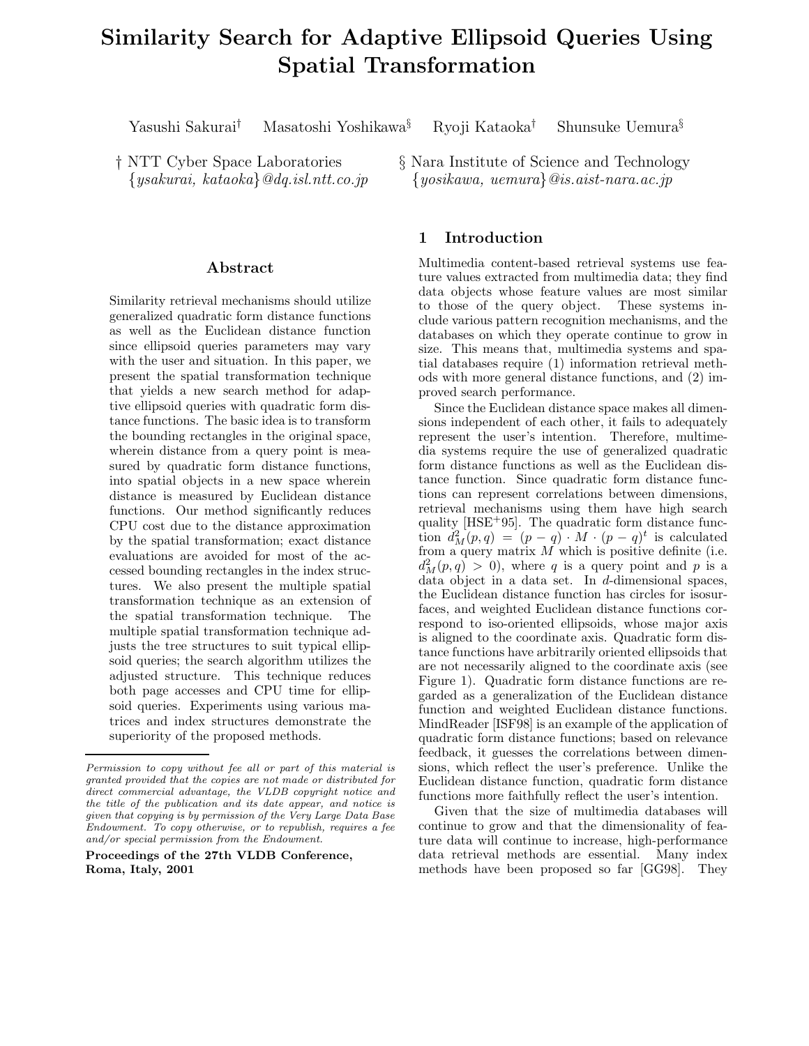# Similarity Search for Adaptive Ellipsoid Queries Using Spatial Transformation

Yasushi Sakurai[†] Masatoshi Yoshikawa[§] Ryoji Kataoka[†] Shunsuke Uemura[§]

† NTT Cyber Space Laboratories
{*ysakurai, kataoka*}*@dq.isl.ntt.co.jp*

§ Nara Institute of Science and Technology
{*yosikawa, uemura*}*@is.aist-nara.ac.jp*

## Abstract

Similarity retrieval mechanisms should utilize generalized quadratic form distance functions as well as the Euclidean distance function since ellipsoid queries parameters may vary with the user and situation. In this paper, we present the spatial transformation technique that yields a new search method for adaptive ellipsoid queries with quadratic form distance functions. The basic idea is to transform the bounding rectangles in the original space, wherein distance from a query point is measured by quadratic form distance functions, into spatial objects in a new space wherein distance is measured by Euclidean distance functions. Our method significantly reduces CPU cost due to the distance approximation by the spatial transformation; exact distance evaluations are avoided for most of the accessed bounding rectangles in the index structures. We also present the multiple spatial transformation technique as an extension of the spatial transformation technique. The multiple spatial transformation technique adjusts the tree structures to suit typical ellipsoid queries; the search algorithm utilizes the adjusted structure. This technique reduces both page accesses and CPU time for ellipsoid queries. Experiments using various matrices and index structures demonstrate the superiority of the proposed methods.

*Permission to copy without fee all or part of this material is granted provided that the copies are not made or distributed for direct commercial advantage, the VLDB copyright notice and the title of the publication and its date appear, and notice is given that copying is by permission of the Very Large Data Base Endowment. To copy otherwise, or to republish, requires a fee and/or special permission from the Endowment.*

**Proceedings of the 27th VLDB Conference, Roma, Italy, 2001**

## 1 Introduction

Multimedia content-based retrieval systems use feature values extracted from multimedia data; they find data objects whose feature values are most similar to those of the query object. These systems include various pattern recognition mechanisms, and the databases on which they operate continue to grow in size. This means that, multimedia systems and spatial databases require (1) information retrieval methods with more general distance functions, and (2) improved search performance.

Since the Euclidean distance space makes all dimensions independent of each other, it fails to adequately represent the user's intention. Therefore, multimedia systems require the use of generalized quadratic form distance functions as well as the Euclidean distance function. Since quadratic form distance functions can represent correlations between dimensions, retrieval mechanisms using them have high search quality [HSE+95]. The quadratic form distance function $d_M^2(p,q) = (p-q) \cdot M \cdot (p-q)^t$ is calculated from a query matrix $M$ which is positive definite (i.e. $d_M^2(p,q) > 0$), where $q$ is a query point and $p$ is a data object in a data set. In $d$-dimensional spaces, the Euclidean distance function has circles for isosurfaces, and weighted Euclidean distance functions correspond to iso-oriented ellipsoids, whose major axis is aligned to the coordinate axis. Quadratic form distance functions have arbitrarily oriented ellipsoids that are not necessarily aligned to the coordinate axis (see Figure 1). Quadratic form distance functions are regarded as a generalization of the Euclidean distance function and weighted Euclidean distance functions. MindReader [ISF98] is an example of the application of quadratic form distance functions; based on relevance feedback, it guesses the correlations between dimensions, which reflect the user's preference. Unlike the Euclidean distance function, quadratic form distance functions more faithfully reflect the user's intention.

Given that the size of multimedia databases will continue to grow and that the dimensionality of feature data will continue to increase, high-performance data retrieval methods are essential. Many index methods have been proposed so far [GG98]. They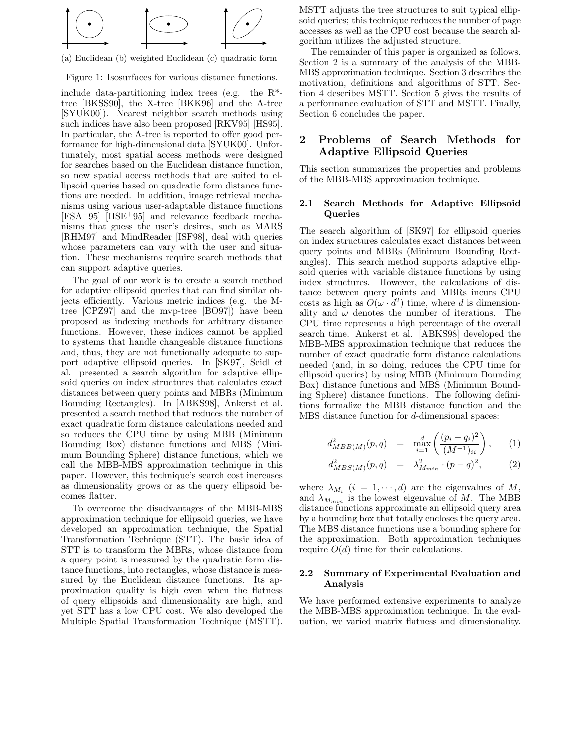(a) Euclidean (b) weighted Euclidean (c) quadratic form

Figure 1: Isosurfaces for various distance functions.

include data-partitioning index trees (e.g. the R*-tree [BKSS90], the X-tree [BKK96] and the A-tree [SYUK00]). Nearest neighbor search methods using such indices have also been proposed [RKV95] [HS95]. In particular, the A-tree is reported to offer good performance for high-dimensional data [SYUK00]. Unfortunately, most spatial access methods were designed for searches based on the Euclidean distance function, so new spatial access methods that are suited to ellipsoid queries based on quadratic form distance functions are needed. In addition, image retrieval mechanisms using various user-adaptable distance functions [FSA+95] [HSE+95] and relevance feedback mechanisms that guess the user's desires, such as MARS [RHM97] and MindReader [ISF98], deal with queries whose parameters can vary with the user and situation. These mechanisms require search methods that can support adaptive queries.

The goal of our work is to create a search method for adaptive ellipsoid queries that can find similar objects efficiently. Various metric indices (e.g. the M-tree [CPZ97] and the mvp-tree [BO97]) have been proposed as indexing methods for arbitrary distance functions. However, these indices cannot be applied to systems that handle changeable distance functions and, thus, they are not functionally adequate to support adaptive ellipsoid queries. In [SK97], Seidl et al. presented a search algorithm for adaptive ellipsoid queries on index structures that calculates exact distances between query points and MBRs (Minimum Bounding Rectangles). In [ABKS98], Ankerst et al. presented a search method that reduces the number of exact quadratic form distance calculations needed and so reduces the CPU time by using MBB (Minimum Bounding Box) distance functions and MBS (Minimum Bounding Sphere) distance functions, which we call the MBB-MBS approximation technique in this paper. However, this technique's search cost increases as dimensionality grows or as the query ellipsoid becomes flatter.

To overcome the disadvantages of the MBB-MBS approximation technique for ellipsoid queries, we have developed an approximation technique, the Spatial Transformation Technique (STT). The basic idea of STT is to transform the MBRs, whose distance from a query point is measured by the quadratic form distance functions, into rectangles, whose distance is measured by the Euclidean distance functions. Its approximation quality is high even when the flatness of query ellipsoids and dimensionality are high, and yet STT has a low CPU cost. We also developed the Multiple Spatial Transformation Technique (MSTT). MSTT adjusts the tree structures to suit typical ellipsoid queries; this technique reduces the number of page accesses as well as the CPU cost because the search algorithm utilizes the adjusted structure.

The remainder of this paper is organized as follows. Section 2 is a summary of the analysis of the MBB-MBS approximation technique. Section 3 describes the motivation, definitions and algorithms of STT. Section 4 describes MSTT. Section 5 gives the results of a performance evaluation of STT and MSTT. Finally, Section 6 concludes the paper.

## 2 Problems of Search Methods for Adaptive Ellipsoid Queries

This section summarizes the properties and problems of the MBB-MBS approximation technique.

### 2.1 Search Methods for Adaptive Ellipsoid Queries

The search algorithm of [SK97] for ellipsoid queries on index structures calculates exact distances between query points and MBRs (Minimum Bounding Rectangles). This search method supports adaptive ellipsoid queries with variable distance functions by using index structures. However, the calculations of distance between query points and MBRs incurs CPU costs as high as $O(\omega \cdot d^2)$ time, where $d$ is dimensionality and $\omega$ denotes the number of iterations. The CPU time represents a high percentage of the overall search time. Ankerst et al. [ABKS98] developed the MBB-MBS approximation technique that reduces the number of exact quadratic form distance calculations needed (and, in so doing, reduces the CPU time for ellipsoid queries) by using MBB (Minimum Bounding Box) distance functions and MBS (Minimum Bounding Sphere) distance functions. The following definitions formalize the MBB distance function and the MBS distance function for $d$-dimensional spaces:

$$d^2_{MBB(M)}(p, q) = \max_{i=1}^{d} \left( \frac{(p_i - q_i)^2}{(M^{-1})_{ii}} \right), \quad (1)$$

$$d^2_{MBS(M)}(p, q) = \lambda^2_{M_{min}} \cdot (p - q)^2, \quad (2)$$

where $\lambda_{M_i}$ $(i = 1, \cdots, d)$ are the eigenvalues of $M$, and $\lambda_{M_{min}}$ is the lowest eigenvalue of $M$. The MBB distance functions approximate an ellipsoid query area by a bounding box that totally encloses the query area. The MBS distance functions use a bounding sphere for the approximation. Both approximation techniques require $O(d)$ time for their calculations.

### 2.2 Summary of Experimental Evaluation and Analysis

We have performed extensive experiments to analyze the MBB-MBS approximation technique. In the evaluation, we varied matrix flatness and dimensionality.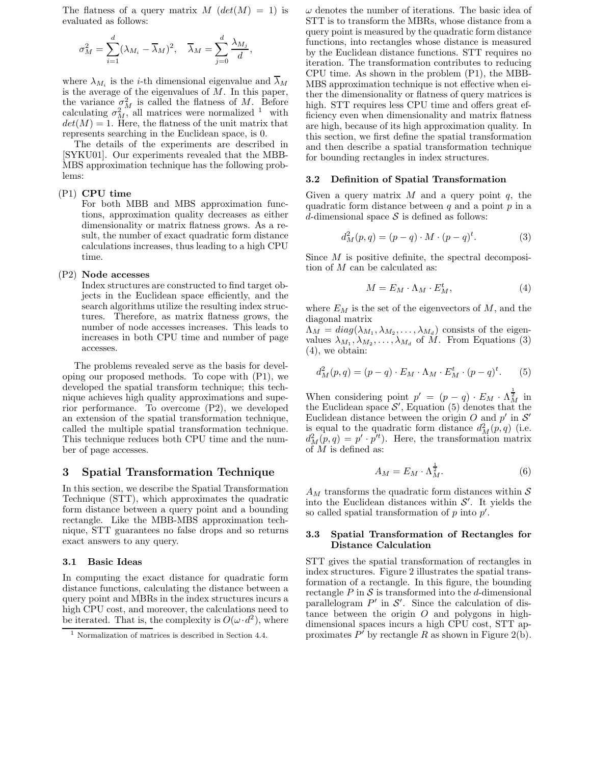The flatness of a query matrix $M$ ($det(M) = 1$) is evaluated as follows:

$$\sigma_M^2 = \sum_{i=1}^{d} (\lambda_{M_i} - \overline{\lambda}_M)^2, \quad \overline{\lambda}_M = \sum_{j=0}^{d} \frac{\lambda_{M_j}}{d},$$

where $\lambda_{M_i}$ is the $i$-th dimensional eigenvalue and $\overline{\lambda}_M$ is the average of the eigenvalues of $M$. In this paper, the variance $\sigma_M^2$ is called the flatness of $M$. Before calculating $\sigma_M^2$, all matrices were normalized [1] with $det(M) = 1$. Here, the flatness of the unit matrix that represents searching in the Euclidean space, is 0.

The details of the experiments are described in [SYKU01]. Our experiments revealed that the MBB-MBS approximation technique has the following problems:

(P1) **CPU time**
For both MBB and MBS approximation functions, approximation quality decreases as either dimensionality or matrix flatness grows. As a result, the number of exact quadratic form distance calculations increases, thus leading to a high CPU time.

(P2) **Node accesses**
Index structures are constructed to find target objects in the Euclidean space efficiently, and the search algorithms utilize the resulting index structures. Therefore, as matrix flatness grows, the number of node accesses increases. This leads to increases in both CPU time and number of page accesses.

The problems revealed serve as the basis for developing our proposed methods. To cope with (P1), we developed the spatial transform technique; this technique achieves high quality approximations and superior performance. To overcome (P2), we developed an extension of the spatial transformation technique, called the multiple spatial transformation technique. This technique reduces both CPU time and the number of page accesses.

# 3 Spatial Transformation Technique

In this section, we describe the Spatial Transformation Technique (STT), which approximates the quadratic form distance between a query point and a bounding rectangle. Like the MBB-MBS approximation technique, STT guarantees no false drops and so returns exact answers to any query.

## 3.1 Basic Ideas

In computing the exact distance for quadratic form distance functions, calculating the distance between a query point and MBRs in the index structures incurs a high CPU cost, and moreover, the calculations need to be iterated. That is, the complexity is $O(\omega \cdot d^2)$, where $\omega$ denotes the number of iterations. The basic idea of STT is to transform the MBRs, whose distance from a query point is measured by the quadratic form distance functions, into rectangles whose distance is measured by the Euclidean distance functions. STT requires no iteration. The transformation contributes to reducing CPU time. As shown in the problem (P1), the MBB-MBS approximation technique is not effective when either the dimensionality or flatness of query matrices is high. STT requires less CPU time and offers great efficiency even when dimensionality and matrix flatness are high, because of its high approximation quality. In this section, we first define the spatial transformation and then describe a spatial transformation technique for bounding rectangles in index structures.

## 3.2 Definition of Spatial Transformation

Given a query matrix $M$ and a query point $q$, the quadratic form distance between $q$ and a point $p$ in a $d$-dimensional space $\mathcal{S}$ is defined as follows:

$$d_M^2(p, q) = (p - q) \cdot M \cdot (p - q)^t. \tag{3}$$

Since $M$ is positive definite, the spectral decomposition of $M$ can be calculated as:

$$M = E_M \cdot \Lambda_M \cdot E_M^t, \tag{4}$$

where $E_M$ is the set of the eigenvectors of $M$, and the diagonal matrix $\Lambda_M = diag(\lambda_{M_1}, \lambda_{M_2}, \ldots, \lambda_{M_d})$ consists of the eigenvalues $\lambda_{M_1}, \lambda_{M_2}, \ldots, \lambda_{M_d}$ of $M$. From Equations (3) (4), we obtain:

$$d_M^2(p, q) = (p - q) \cdot E_M \cdot \Lambda_M \cdot E_M^t \cdot (p - q)^t. \tag{5}$$

When considering point $p' = (p - q) \cdot E_M \cdot \Lambda_M^{\frac{1}{2}}$ in the Euclidean space $\mathcal{S}'$, Equation (5) denotes that the Euclidean distance between the origin $O$ and $p'$ in $\mathcal{S}'$ is equal to the quadratic form distance $d_M^2(p, q)$ (i.e. $d_M^2(p, q) = p' \cdot p'^t$). Here, the transformation matrix of $M$ is defined as:

$$A_M = E_M \cdot \Lambda_M^{\frac{1}{2}}. \tag{6}$$

$A_M$ transforms the quadratic form distances within $\mathcal{S}$ into the Euclidean distances within $\mathcal{S}'$. It yields the so called spatial transformation of $p$ into $p'$.

## 3.3 Spatial Transformation of Rectangles for Distance Calculation

STT gives the spatial transformation of rectangles in index structures. Figure 2 illustrates the spatial transformation of a rectangle. In this figure, the bounding rectangle $P$ in $\mathcal{S}$ is transformed into the $d$-dimensional parallelogram $P'$ in $\mathcal{S}'$. Since the calculation of distance between the origin $O$ and polygons in high-dimensional spaces incurs a high CPU cost, STT approximates $P'$ by rectangle $R$ as shown in Figure 2(b).

[1] Normalization of matrices is described in Section 4.4.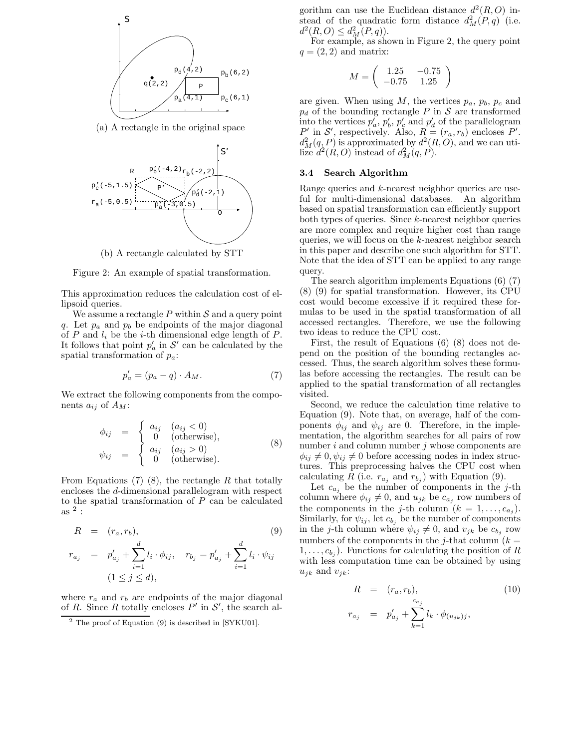(a) A rectangle in the original space

(b) A rectangle calculated by STT

Figure 2: An example of spatial transformation.

This approximation reduces the calculation cost of ellipsoid queries.

We assume a rectangle $P$ within $\mathcal{S}$ and a query point $q$. Let $p_a$ and $p_b$ be endpoints of the major diagonal of $P$ and $l_i$ be the $i$-th dimensional edge length of $P$. It follows that point $p'_a$ in $\mathcal{S}'$ can be calculated by the spatial transformation of $p_a$:

$$p'_a = (p_a - q) \cdot A_M. \tag{7}$$

We extract the following components from the components $a_{ij}$ of $A_M$:

$$\begin{aligned} \phi_{ij} &= \begin{cases} a_{ij} & (a_{ij} < 0) \\ 0 & \text{(otherwise)}, \end{cases} \\ \psi_{ij} &= \begin{cases} a_{ij} & (a_{ij} > 0) \\ 0 & \text{(otherwise)}. \end{cases} \end{aligned} \tag{8}$$

From Equations (7) (8), the rectangle $R$ that totally encloses the $d$-dimensional parallelogram with respect to the spatial transformation of $P$ can be calculated as [2] :

$$\begin{aligned} R &= (r_a, r_b), \\ r_{a_j} &= p'_{a_j} + \sum_{i=1}^{d} l_i \cdot \phi_{ij}, \quad r_{b_j} = p'_{a_j} + \sum_{i=1}^{d} l_i \cdot \psi_{ij} \\ & \quad (1 \leq j \leq d), \end{aligned} \tag{9}$$

where $r_a$ and $r_b$ are endpoints of the major diagonal of $R$. Since $R$ totally encloses $P'$ in $\mathcal{S}'$, the search algorithm can use the Euclidean distance $d^2(R, O)$ instead of the quadratic form distance $d^2_M(P, q)$ (i.e. $d^2(R, O) \leq d^2_M(P, q)$).

For example, as shown in Figure 2, the query point $q = (2, 2)$ and matrix:

$$M = \begin{pmatrix} 1.25 & -0.75 \\ -0.75 & 1.25 \end{pmatrix}$$

are given. When using $M$, the vertices $p_a$, $p_b$, $p_c$ and $p_d$ of the bounding rectangle $P$ in $\mathcal{S}$ are transformed into the vertices $p'_a$, $p'_b$, $p'_c$ and $p'_d$ of the parallelogram $P'$ in $\mathcal{S}'$, respectively. Also, $R = (r_a, r_b)$ encloses $P'$. $d^2_M(q, P)$ is approximated by $d^2(R, O)$, and we can utilize $d^2(R, O)$ instead of $d^2_M(q, P)$.

### 3.4 Search Algorithm

Range queries and $k$-nearest neighbor queries are useful for multi-dimensional databases. An algorithm based on spatial transformation can efficiently support both types of queries. Since $k$-nearest neighbor queries are more complex and require higher cost than range queries, we will focus on the $k$-nearest neighbor search in this paper and describe one such algorithm for STT. Note that the idea of STT can be applied to any range query.

The search algorithm implements Equations (6) (7) (8) (9) for spatial transformation. However, its CPU cost would become excessive if it required these formulas to be used in the spatial transformation of all accessed rectangles. Therefore, we use the following two ideas to reduce the CPU cost.

First, the result of Equations (6) (8) does not depend on the position of the bounding rectangles accessed. Thus, the search algorithm solves these formulas before accessing the rectangles. The result can be applied to the spatial transformation of all rectangles visited.

Second, we reduce the calculation time relative to Equation (9). Note that, on average, half of the components $\phi_{ij}$ and $\psi_{ij}$ are 0. Therefore, in the implementation, the algorithm searches for all pairs of row number $i$ and column number $j$ whose components are $\phi_{ij} \neq 0, \psi_{ij} \neq 0$ before accessing nodes in index structures. This preprocessing halves the CPU cost when calculating $R$ (i.e. $r_{a_j}$ and $r_{b_j}$) with Equation (9).

Let $c_{a_j}$ be the number of components in the $j$-th column where $\phi_{ij} \neq 0$, and $u_{jk}$ be $c_{a_j}$ row numbers of the components in the $j$-th column ($k = 1, \ldots, c_{a_j}$). Similarly, for $\psi_{ij}$, let $c_{b_j}$ be the number of components in the $j$-th column where $\psi_{ij} \neq 0$, and $v_{jk}$ be $c_{b_j}$ row numbers of the components in the $j$-that column ($k = 1, \ldots, c_{b_j}$). Functions for calculating the position of $R$ with less computation time can be obtained by using $u_{jk}$ and $v_{jk}$:

$$\begin{aligned} R &= (r_a, r_b), \\ r_{a_j} &= p'_{a_j} + \sum_{k=1}^{c_{a_j}} l_k \cdot \phi_{(u_{jk})j}, \end{aligned} \tag{10}$$

[2] The proof of Equation (9) is described in [SYKU01].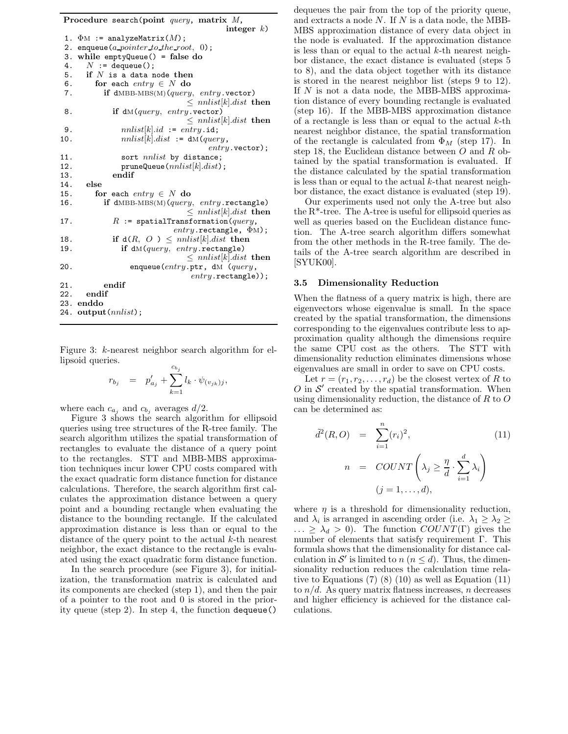```
Procedure search(point query, matrix M,
                                        integer k)
 1. ΦM := analyzeMatrix(M);
 2. enqueue(a_pointer_to_the_root, 0);
 3. while emptyQueue() = false do
 4.   N := dequeue();
 5.   if N is a data node then
 6.     for each entry ∈ N do
 7.       if dMBB-MBS(M)(query, entry.vector)
                              ≤ nnlist[k].dist then
 8.         if dM(query, entry.vector)
                              ≤ nnlist[k].dist then
 9.           nnlist[k].id := entry.id;
10.           nnlist[k].dist := dM(query,
                                   entry.vector);
11.           sort nnlist by distance;
12.           pruneQueue(nnlist[k].dist);
13.         endif
14.   else
15.     for each entry ∈ N do
16.       if dMBB-MBS(M)(query, entry.rectangle)
                              ≤ nnlist[k].dist then
17.         R := spatialTransformation(query,
                              entry.rectangle, ΦM);
18.         if d(R, O ) ≤ nnlist[k].dist then
19.           if dM(query, entry.rectangle)
                              ≤ nnlist[k].dist then
20.             enqueue(entry.ptr, dM (query,
                                   entry.rectangle));
21.       endif
22.   endif
23. enddo
24. output(nnlist);
```

Figure 3: $k$-nearest neighbor search algorithm for ellipsoid queries.

$$r_{b_j} \;=\; p'_{a_j} + \sum_{k=1}^{c_{b_j}} l_k \cdot \psi_{(v_{jk})j},$$

where each $c_{a_j}$ and $c_{b_j}$ averages $d/2$.

Figure 3 shows the search algorithm for ellipsoid queries using tree structures of the R-tree family. The search algorithm utilizes the spatial transformation of rectangles to evaluate the distance of a query point to the rectangles. STT and MBB-MBS approximation techniques incur lower CPU costs compared with the exact quadratic form distance function for distance calculations. Therefore, the search algorithm first calculates the approximation distance between a query point and a bounding rectangle when evaluating the distance to the bounding rectangle. If the calculated approximation distance is less than or equal to the distance of the query point to the actual $k$-th nearest neighbor, the exact distance to the rectangle is evaluated using the exact quadratic form distance function.

In the search procedure (see Figure 3), for initialization, the transformation matrix is calculated and its components are checked (step 1), and then the pair of a pointer to the root and 0 is stored in the priority queue (step 2). In step 4, the function `dequeue()` dequeues the pair from the top of the priority queue, and extracts a node $N$. If $N$ is a data node, the MBB-MBS approximation distance of every data object in the node is evaluated. If the approximation distance is less than or equal to the actual $k$-th nearest neighbor distance, the exact distance is evaluated (steps 5 to 8), and the data object together with its distance is stored in the nearest neighbor list (steps 9 to 12). If $N$ is not a data node, the MBB-MBS approximation distance of every bounding rectangle is evaluated (step 16). If the MBB-MBS approximation distance of a rectangle is less than or equal to the actual $k$-th nearest neighbor distance, the spatial transformation of the rectangle is calculated from $\Phi_M$ (step 17). In step 18, the Euclidean distance between $O$ and $R$ obtained by the spatial transformation is evaluated. If the distance calculated by the spatial transformation is less than or equal to the actual $k$-that nearest neighbor distance, the exact distance is evaluated (step 19).

Our experiments used not only the A-tree but also the R*-tree. The A-tree is useful for ellipsoid queries as well as queries based on the Euclidean distance function. The A-tree search algorithm differs somewhat from the other methods in the R-tree family. The details of the A-tree search algorithm are described in [SYUK00].

### 3.5 Dimensionality Reduction

When the flatness of a query matrix is high, there are eigenvectors whose eigenvalue is small. In the space created by the spatial transformation, the dimensions corresponding to the eigenvalues contribute less to approximation quality although the dimensions require the same CPU cost as the others. The STT with dimensionality reduction eliminates dimensions whose eigenvalues are small in order to save on CPU costs.

Let $r = (r_1, r_2, \ldots, r_d)$ be the closest vertex of $R$ to $O$ in $\mathcal{S}'$ created by the spatial transformation. When using dimensionality reduction, the distance of $R$ to $O$ can be determined as:

$$\tilde{d}^2(R,O) \;=\; \sum_{i=1}^{n} (r_i)^2, \tag{11}$$

$$n \;=\; COUNT\left(\lambda_j \geq \frac{\eta}{d} \cdot \sum_{i=1}^{d} \lambda_i\right) \quad (j = 1, \ldots, d),$$

where $\eta$ is a threshold for dimensionality reduction, and $\lambda_i$ is arranged in ascending order (i.e. $\lambda_1 \geq \lambda_2 \geq \ldots \geq \lambda_d > 0$). The function $COUNT(\Gamma)$ gives the number of elements that satisfy requirement $\Gamma$. This formula shows that the dimensionality for distance calculation in $\mathcal{S}'$ is limited to $n$ ($n \leq d$). Thus, the dimensionality reduction reduces the calculation time relative to Equations (7) (8) (10) as well as Equation (11) to $n/d$. As query matrix flatness increases, $n$ decreases and higher efficiency is achieved for the distance calculations.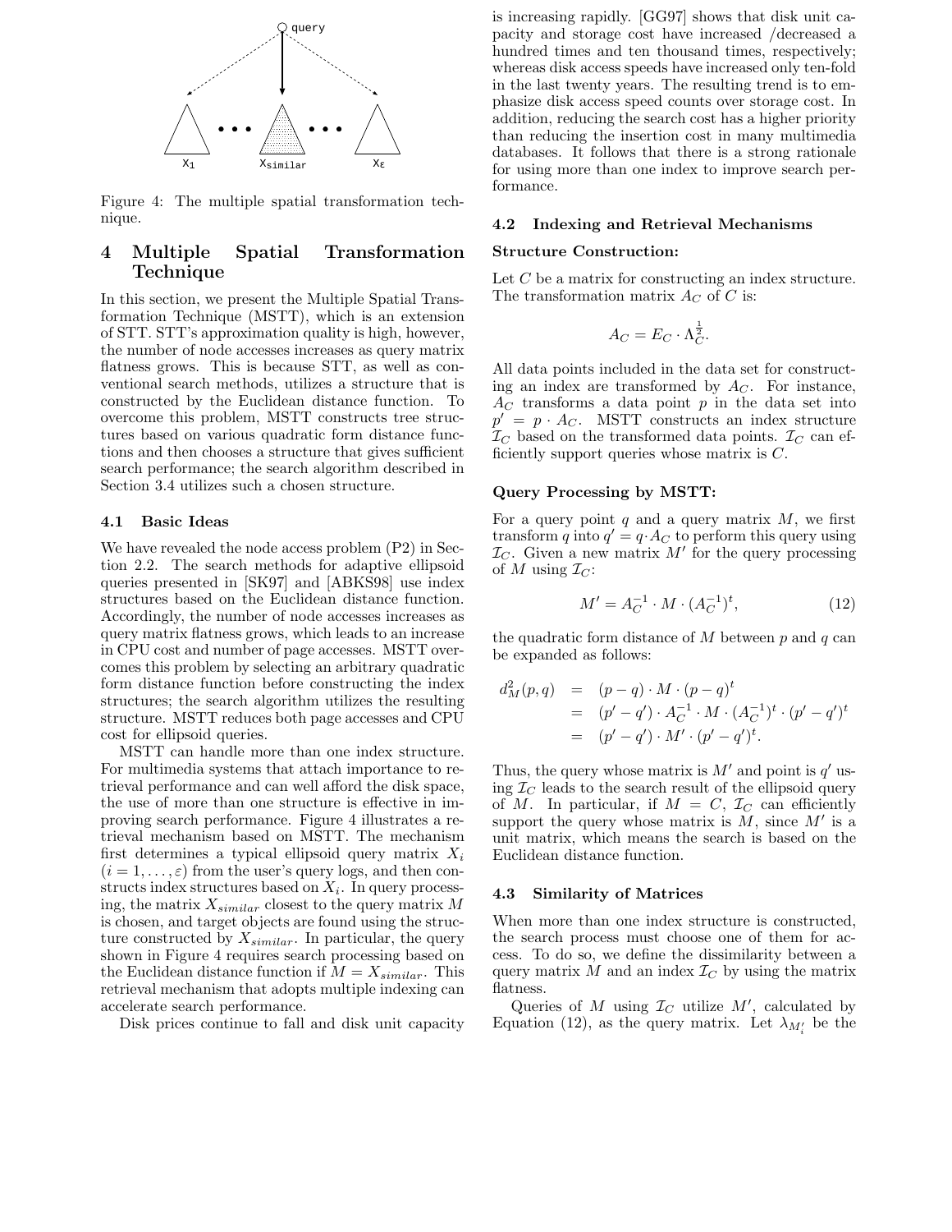Figure 4: The multiple spatial transformation technique.

# 4 Multiple Spatial Transformation Technique

In this section, we present the Multiple Spatial Transformation Technique (MSTT), which is an extension of STT. STT's approximation quality is high, however, the number of node accesses increases as query matrix flatness grows. This is because STT, as well as conventional search methods, utilizes a structure that is constructed by the Euclidean distance function. To overcome this problem, MSTT constructs tree structures based on various quadratic form distance functions and then chooses a structure that gives sufficient search performance; the search algorithm described in Section 3.4 utilizes such a chosen structure.

## 4.1 Basic Ideas

We have revealed the node access problem (P2) in Section 2.2. The search methods for adaptive ellipsoid queries presented in [SK97] and [ABKS98] use index structures based on the Euclidean distance function. Accordingly, the number of node accesses increases as query matrix flatness grows, which leads to an increase in CPU cost and number of page accesses. MSTT overcomes this problem by selecting an arbitrary quadratic form distance function before constructing the index structures; the search algorithm utilizes the resulting structure. MSTT reduces both page accesses and CPU cost for ellipsoid queries.

MSTT can handle more than one index structure. For multimedia systems that attach importance to retrieval performance and can well afford the disk space, the use of more than one structure is effective in improving search performance. Figure 4 illustrates a retrieval mechanism based on MSTT. The mechanism first determines a typical ellipsoid query matrix $X_i$ ($i = 1, \ldots, \varepsilon$) from the user's query logs, and then constructs index structures based on $X_i$. In query processing, the matrix $X_{similar}$ closest to the query matrix $M$ is chosen, and target objects are found using the structure constructed by $X_{similar}$. In particular, the query shown in Figure 4 requires search processing based on the Euclidean distance function if $M = X_{similar}$. This retrieval mechanism that adopts multiple indexing can accelerate search performance.

Disk prices continue to fall and disk unit capacity is increasing rapidly. [GG97] shows that disk unit capacity and storage cost have increased /decreased a hundred times and ten thousand times, respectively; whereas disk access speeds have increased only ten-fold in the last twenty years. The resulting trend is to emphasize disk access speed counts over storage cost. In addition, reducing the search cost has a higher priority than reducing the insertion cost in many multimedia databases. It follows that there is a strong rationale for using more than one index to improve search performance.

## 4.2 Indexing and Retrieval Mechanisms

**Structure Construction:**

Let $C$ be a matrix for constructing an index structure. The transformation matrix $A_C$ of $C$ is:

$$A_C = E_C \cdot \Lambda_C^{\frac{1}{2}}.$$

All data points included in the data set for constructing an index are transformed by $A_C$. For instance, $A_C$ transforms a data point $p$ in the data set into $p' = p \cdot A_C$. MSTT constructs an index structure $\mathcal{I}_C$ based on the transformed data points. $\mathcal{I}_C$ can efficiently support queries whose matrix is $C$.

**Query Processing by MSTT:**

For a query point $q$ and a query matrix $M$, we first transform $q$ into $q' = q \cdot A_C$ to perform this query using $\mathcal{I}_C$. Given a new matrix $M'$ for the query processing of $M$ using $\mathcal{I}_C$:

$$M' = A_C^{-1} \cdot M \cdot (A_C^{-1})^t, \tag{12}$$

the quadratic form distance of $M$ between $p$ and $q$ can be expanded as follows:

$$\begin{aligned} d_M^2(p, q) &= (p - q) \cdot M \cdot (p - q)^t \\ &= (p' - q') \cdot A_C^{-1} \cdot M \cdot (A_C^{-1})^t \cdot (p' - q')^t \\ &= (p' - q') \cdot M' \cdot (p' - q')^t. \end{aligned}$$

Thus, the query whose matrix is $M'$ and point is $q'$ using $\mathcal{I}_C$ leads to the search result of the ellipsoid query of $M$. In particular, if $M = C$, $\mathcal{I}_C$ can efficiently support the query whose matrix is $M$, since $M'$ is a unit matrix, which means the search is based on the Euclidean distance function.

## 4.3 Similarity of Matrices

When more than one index structure is constructed, the search process must choose one of them for access. To do so, we define the dissimilarity between a query matrix $M$ and an index $\mathcal{I}_C$ by using the matrix flatness.

Queries of $M$ using $\mathcal{I}_C$ utilize $M'$, calculated by Equation (12), as the query matrix. Let $\lambda_{M'_i}$ be the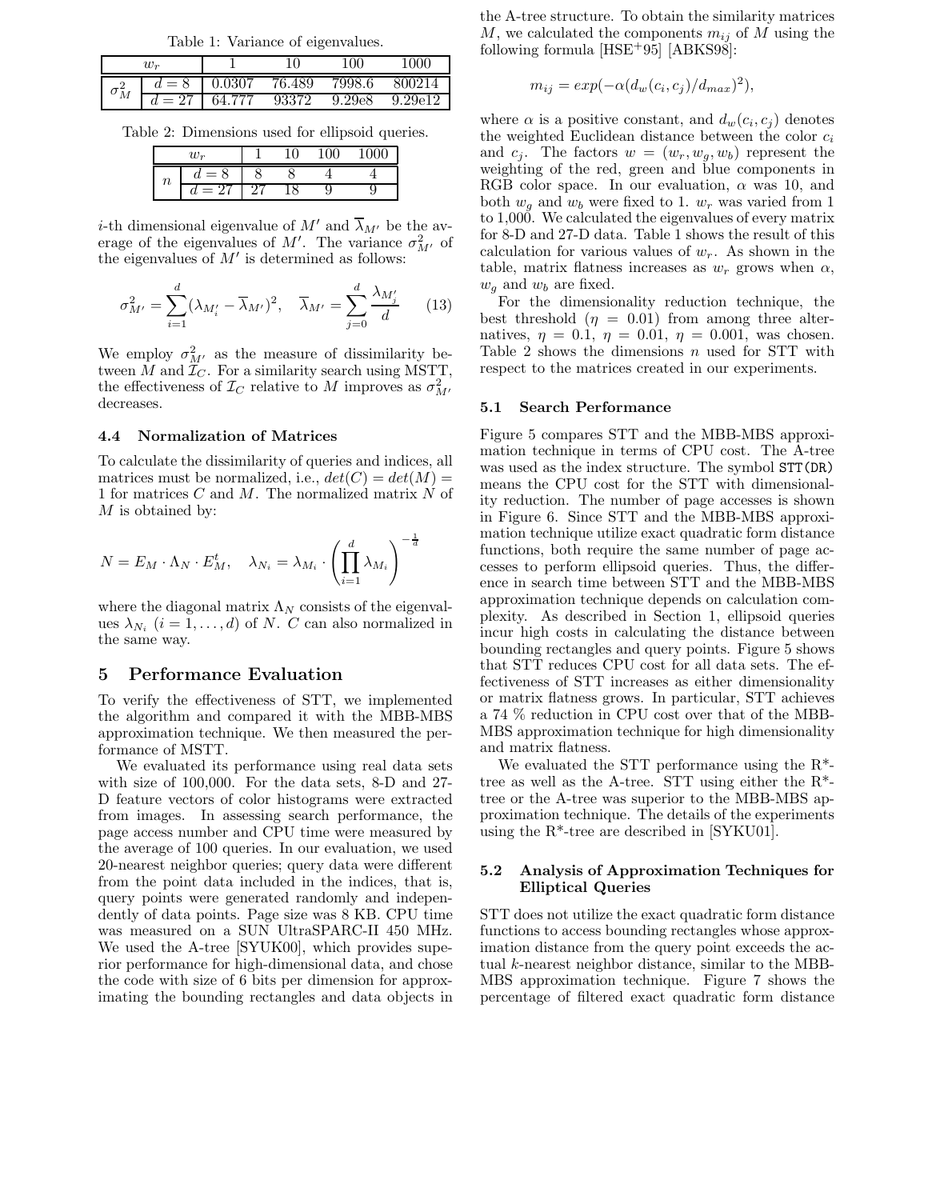Table 1: Variance of eigenvalues.

| $w_r$ | | 1 | 10 | 100 | 1000 |
|---|---|---|---|---|---|
| $\sigma^2_M$ | $d = 8$ | 0.0307 | 76.489 | 7998.6 | 800214 |
| | $d = 27$ | 64.777 | 93372 | 9.29e8 | 9.29e12 |

Table 2: Dimensions used for ellipsoid queries.

| $w_r$ | | 1 | 10 | 100 | 1000 |
|---|---|---|---|---|---|
| $n$ | $d = 8$ | 8 | 8 | 4 | 4 |
| | $d = 27$ | 27 | 18 | 9 | 9 |

$i$-th dimensional eigenvalue of $M'$ and $\overline{\lambda}_{M'}$ be the average of the eigenvalues of $M'$. The variance $\sigma^2_{M'}$ of the eigenvalues of $M'$ is determined as follows:

$$\sigma^2_{M'} = \sum_{i=1}^{d} (\lambda_{M'_i} - \overline{\lambda}_{M'})^2, \quad \overline{\lambda}_{M'} = \sum_{j=0}^{d} \frac{\lambda_{M'_j}}{d} \qquad (13)$$

We employ $\sigma^2_{M'}$ as the measure of dissimilarity between $M$ and $\mathcal{I}_C$. For a similarity search using MSTT, the effectiveness of $\mathcal{I}_C$ relative to $M$ improves as $\sigma^2_{M'}$ decreases.

### 4.4 Normalization of Matrices

To calculate the dissimilarity of queries and indices, all matrices must be normalized, i.e., $det(C) = det(M) = 1$ for matrices $C$ and $M$. The normalized matrix $N$ of $M$ is obtained by:

$$N = E_M \cdot \Lambda_N \cdot E^t_M, \quad \lambda_{N_i} = \lambda_{M_i} \cdot \left( \prod_{i=1}^{d} \lambda_{M_i} \right)^{-\frac{1}{d}}$$

where the diagonal matrix $\Lambda_N$ consists of the eigenvalues $\lambda_{N_i}$ $(i = 1, \ldots, d)$ of $N$. $C$ can also normalized in the same way.

## 5 Performance Evaluation

To verify the effectiveness of STT, we implemented the algorithm and compared it with the MBB-MBS approximation technique. We then measured the performance of MSTT.

We evaluated its performance using real data sets with size of 100,000. For the data sets, 8-D and 27-D feature vectors of color histograms were extracted from images. In assessing search performance, the page access number and CPU time were measured by the average of 100 queries. In our evaluation, we used 20-nearest neighbor queries; query data were different from the point data included in the indices, that is, query points were generated randomly and independently of data points. Page size was 8 KB. CPU time was measured on a SUN UltraSPARC-II 450 MHz. We used the A-tree [SYUK00], which provides superior performance for high-dimensional data, and chose the code with size of 6 bits per dimension for approximating the bounding rectangles and data objects in the A-tree structure. To obtain the similarity matrices $M$, we calculated the components $m_{ij}$ of $M$ using the following formula [HSE+95] [ABKS98]:

$$m_{ij} = exp(-\alpha(d_w(c_i, c_j)/d_{max})^2),$$

where $\alpha$ is a positive constant, and $d_w(c_i, c_j)$ denotes the weighted Euclidean distance between the color $c_i$ and $c_j$. The factors $w = (w_r, w_g, w_b)$ represent the weighting of the red, green and blue components in RGB color space. In our evaluation, $\alpha$ was 10, and both $w_g$ and $w_b$ were fixed to 1. $w_r$ was varied from 1 to 1,000. We calculated the eigenvalues of every matrix for 8-D and 27-D data. Table 1 shows the result of this calculation for various values of $w_r$. As shown in the table, matrix flatness increases as $w_r$ grows when $\alpha$, $w_g$ and $w_b$ are fixed.

For the dimensionality reduction technique, the best threshold ($\eta = 0.01$) from among three alternatives, $\eta = 0.1$, $\eta = 0.01$, $\eta = 0.001$, was chosen. Table 2 shows the dimensions $n$ used for STT with respect to the matrices created in our experiments.

### 5.1 Search Performance

Figure 5 compares STT and the MBB-MBS approximation technique in terms of CPU cost. The A-tree was used as the index structure. The symbol STT(DR) means the CPU cost for the STT with dimensionality reduction. The number of page accesses is shown in Figure 6. Since STT and the MBB-MBS approximation technique utilize exact quadratic form distance functions, both require the same number of page accesses to perform ellipsoid queries. Thus, the difference in search time between STT and the MBB-MBS approximation technique depends on calculation complexity. As described in Section 1, ellipsoid queries incur high costs in calculating the distance between bounding rectangles and query points. Figure 5 shows that STT reduces CPU cost for all data sets. The effectiveness of STT increases as either dimensionality or matrix flatness grows. In particular, STT achieves a 74 % reduction in CPU cost over that of the MBB-MBS approximation technique for high dimensionality and matrix flatness.

We evaluated the STT performance using the R*-tree as well as the A-tree. STT using either the R*-tree or the A-tree was superior to the MBB-MBS approximation technique. The details of the experiments using the R*-tree are described in [SYKU01].

### 5.2 Analysis of Approximation Techniques for Elliptical Queries

STT does not utilize the exact quadratic form distance functions to access bounding rectangles whose approximation distance from the query point exceeds the actual $k$-nearest neighbor distance, similar to the MBB-MBS approximation technique. Figure 7 shows the percentage of filtered exact quadratic form distance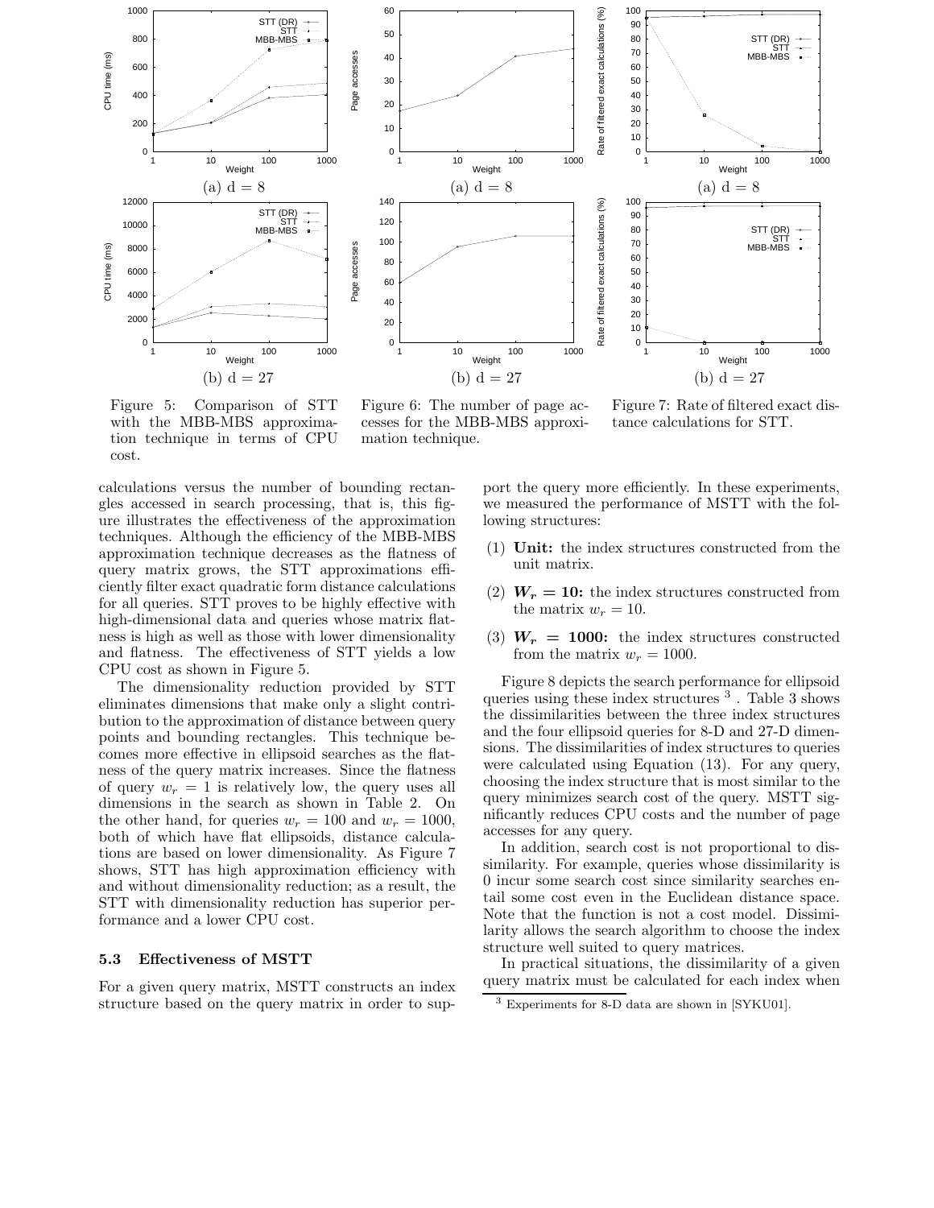Figure 5: Comparison of STT with the MBB-MBS approximation technique in terms of CPU cost.

Figure 6: The number of page accesses for the MBB-MBS approximation technique.

Figure 7: Rate of filtered exact distance calculations for STT.

calculations versus the number of bounding rectangles accessed in search processing, that is, this figure illustrates the effectiveness of the approximation techniques. Although the efficiency of the MBB-MBS approximation technique decreases as the flatness of query matrix grows, the STT approximations efficiently filter exact quadratic form distance calculations for all queries. STT proves to be highly effective with high-dimensional data and queries whose matrix flatness is high as well as those with lower dimensionality and flatness. The effectiveness of STT yields a low CPU cost as shown in Figure 5.

The dimensionality reduction provided by STT eliminates dimensions that make only a slight contribution to the approximation of distance between query points and bounding rectangles. This technique becomes more effective in ellipsoid searches as the flatness of the query matrix increases. Since the flatness of query $w_r = 1$ is relatively low, the query uses all dimensions in the search as shown in Table 2. On the other hand, for queries $w_r = 100$ and $w_r = 1000$, both of which have flat ellipsoids, distance calculations are based on lower dimensionality. As Figure 7 shows, STT has high approximation efficiency with and without dimensionality reduction; as a result, the STT with dimensionality reduction has superior performance and a lower CPU cost.

### 5.3 Effectiveness of MSTT

For a given query matrix, MSTT constructs an index structure based on the query matrix in order to support the query more efficiently. In these experiments, we measured the performance of MSTT with the following structures:

(1) **Unit:** the index structures constructed from the unit matrix.

(2) $\boldsymbol{W_r = 10}$**:** the index structures constructed from the matrix $w_r = 10$.

(3) $\boldsymbol{W_r = 1000}$**:** the index structures constructed from the matrix $w_r = 1000$.

Figure 8 depicts the search performance for ellipsoid queries using these index structures [3]. Table 3 shows the dissimilarities between the three index structures and the four ellipsoid queries for 8-D and 27-D dimensions. The dissimilarities of index structures to queries were calculated using Equation (13). For any query, choosing the index structure that is most similar to the query minimizes search cost of the query. MSTT significantly reduces CPU costs and the number of page accesses for any query.

In addition, search cost is not proportional to dissimilarity. For example, queries whose dissimilarity is 0 incur some search cost since similarity searches entail some cost even in the Euclidean distance space. Note that the function is not a cost model. Dissimilarity allows the search algorithm to choose the index structure well suited to query matrices.

In practical situations, the dissimilarity of a given query matrix must be calculated for each index when

[3] Experiments for 8-D data are shown in [SYKU01].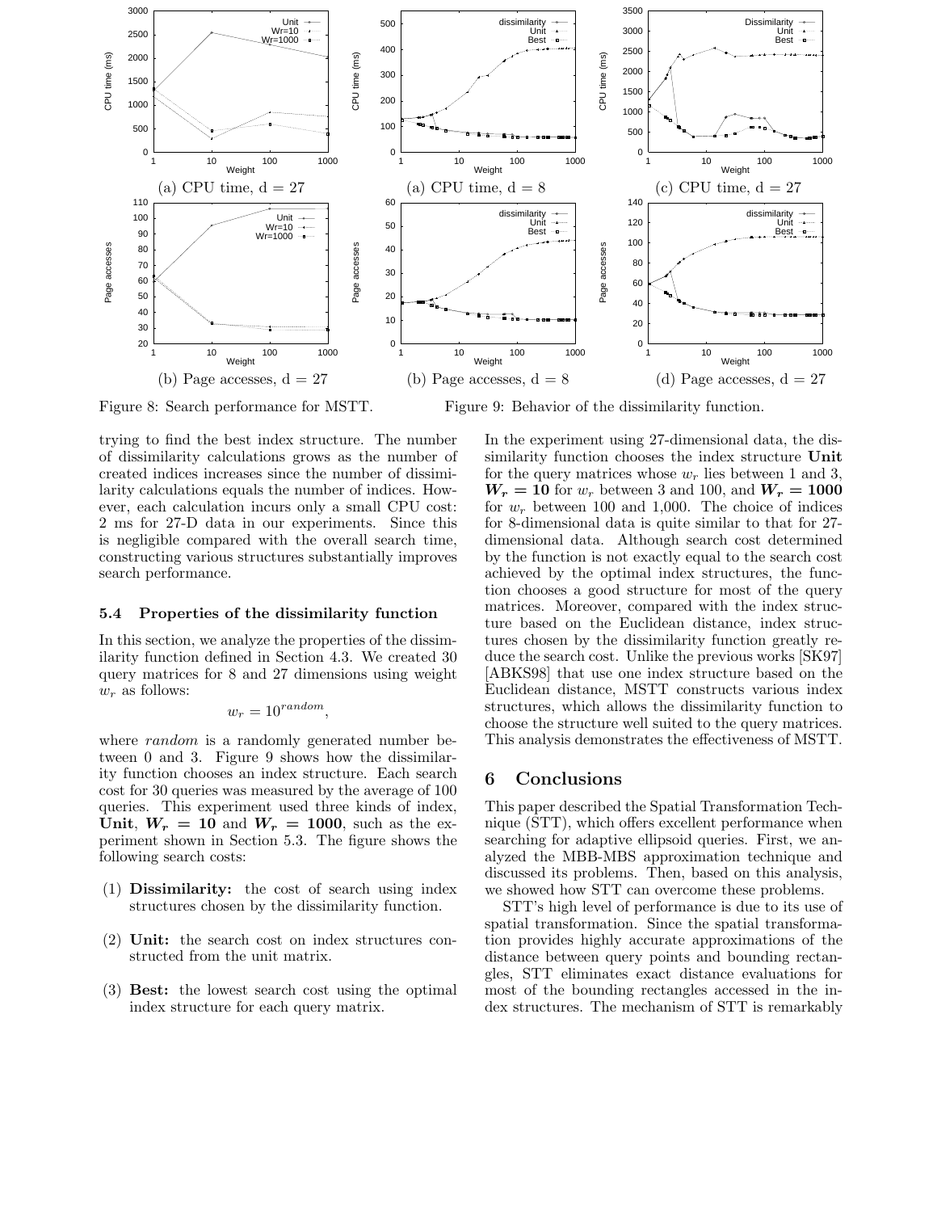(a) CPU time, d = 27

(b) Page accesses, d = 27

Figure 8: Search performance for MSTT.

(a) CPU time, d = 8

(b) Page accesses, d = 8

(c) CPU time, d = 27

(d) Page accesses, d = 27

Figure 9: Behavior of the dissimilarity function.

trying to find the best index structure. The number of dissimilarity calculations grows as the number of created indices increases since the number of dissimilarity calculations equals the number of indices. However, each calculation incurs only a small CPU cost: 2 ms for 27-D data in our experiments. Since this is negligible compared with the overall search time, constructing various structures substantially improves search performance.

### 5.4 Properties of the dissimilarity function

In this section, we analyze the properties of the dissimilarity function defined in Section 4.3. We created 30 query matrices for 8 and 27 dimensions using weight $w_r$ as follows:

$$w_r = 10^{random},$$

where *random* is a randomly generated number between 0 and 3. Figure 9 shows how the dissimilarity function chooses an index structure. Each search cost for 30 queries was measured by the average of 100 queries. This experiment used three kinds of index, **Unit**, $\boldsymbol{W_r = 10}$ and $\boldsymbol{W_r = 1000}$, such as the experiment shown in Section 5.3. The figure shows the following search costs:

(1) **Dissimilarity:** the cost of search using index structures chosen by the dissimilarity function.

(2) **Unit:** the search cost on index structures constructed from the unit matrix.

(3) **Best:** the lowest search cost using the optimal index structure for each query matrix.

In the experiment using 27-dimensional data, the dissimilarity function chooses the index structure **Unit** for the query matrices whose $w_r$ lies between 1 and 3, $\boldsymbol{W_r = 10}$ for $w_r$ between 3 and 100, and $\boldsymbol{W_r = 1000}$ for $w_r$ between 100 and 1,000. The choice of indices for 8-dimensional data is quite similar to that for 27-dimensional data. Although search cost determined by the function is not exactly equal to the search cost achieved by the optimal index structures, the function chooses a good structure for most of the query matrices. Moreover, compared with the index structure based on the Euclidean distance, index structures chosen by the dissimilarity function greatly reduce the search cost. Unlike the previous works [SK97] [ABKS98] that use one index structure based on the Euclidean distance, MSTT constructs various index structures, which allows the dissimilarity function to choose the structure well suited to the query matrices. This analysis demonstrates the effectiveness of MSTT.

## 6 Conclusions

This paper described the Spatial Transformation Technique (STT), which offers excellent performance when searching for adaptive ellipsoid queries. First, we analyzed the MBB-MBS approximation technique and discussed its problems. Then, based on this analysis, we showed how STT can overcome these problems.

STT's high level of performance is due to its use of spatial transformation. Since the spatial transformation provides highly accurate approximations of the distance between query points and bounding rectangles, STT eliminates exact distance evaluations for most of the bounding rectangles accessed in the index structures. The mechanism of STT is remarkably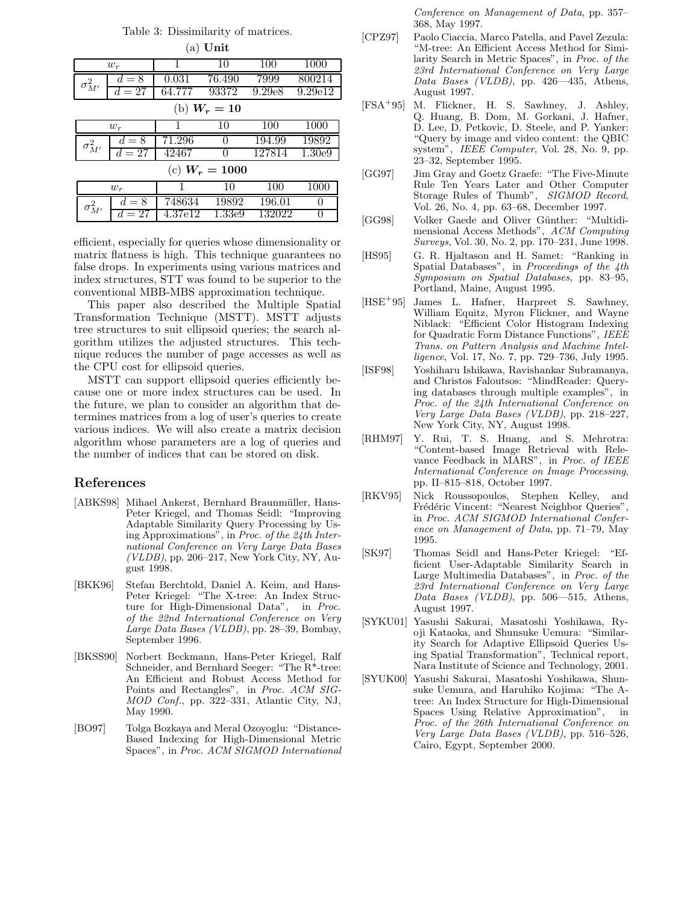Table 3: Dissimilarity of matrices.

(a) **Unit**

| $w_r$ | | 1 | 10 | 100 | 1000 |
|---|---|---|---|---|---|
| $\sigma^2_{M'}$ | $d = 8$ | 0.031 | 76.490 | 7999 | 800214 |
| | $d = 27$ | 64.777 | 93372 | 9.29e8 | 9.29e12 |

(b) $\boldsymbol{W_r = 10}$

| $w_r$ | | 1 | 10 | 100 | 1000 |
|---|---|---|---|---|---|
| $\sigma^2_{M'}$ | $d = 8$ | 71.296 | 0 | 194.99 | 19892 |
| | $d = 27$ | 42467 | 0 | 127814 | 1.30e9 |

(c) $\boldsymbol{W_r = 1000}$

| $w_r$ | | 1 | 10 | 100 | 1000 |
|---|---|---|---|---|---|
| $\sigma^2_{M'}$ | $d = 8$ | 748634 | 19892 | 196.01 | 0 |
| | $d = 27$ | 4.37e12 | 1.33e9 | 132022 | 0 |

efficient, especially for queries whose dimensionality or matrix flatness is high. This technique guarantees no false drops. In experiments using various matrices and index structures, STT was found to be superior to the conventional MBB-MBS approximation technique.

This paper also described the Multiple Spatial Transformation Technique (MSTT). MSTT adjusts tree structures to suit ellipsoid queries; the search algorithm utilizes the adjusted structures. This technique reduces the number of page accesses as well as the CPU cost for ellipsoid queries.

MSTT can support ellipsoid queries efficiently because one or more index structures can be used. In the future, we plan to consider an algorithm that determines matrices from a log of user's queries to create various indices. We will also create a matrix decision algorithm whose parameters are a log of queries and the number of indices that can be stored on disk.

## References

[ABKS98] Mihael Ankerst, Bernhard Braunmüller, Hans-Peter Kriegel, and Thomas Seidl: "Improving Adaptable Similarity Query Processing by Using Approximations", in *Proc. of the 24th International Conference on Very Large Data Bases (VLDB)*, pp. 206–217, New York City, NY, August 1998.

[BKK96] Stefan Berchtold, Daniel A. Keim, and Hans-Peter Kriegel: "The X-tree: An Index Structure for High-Dimensional Data", in *Proc. of the 22nd International Conference on Very Large Data Bases (VLDB)*, pp. 28–39, Bombay, September 1996.

[BKSS90] Norbert Beckmann, Hans-Peter Kriegel, Ralf Schneider, and Bernhard Seeger: "The R*-tree: An Efficient and Robust Access Method for Points and Rectangles", in *Proc. ACM SIGMOD Conf.*, pp. 322–331, Atlantic City, NJ, May 1990.

[BO97] Tolga Bozkaya and Meral Ozoyoglu: "Distance-Based Indexing for High-Dimensional Metric Spaces", in *Proc. ACM SIGMOD International Conference on Management of Data*, pp. 357–368, May 1997.

[CPZ97] Paolo Ciaccia, Marco Patella, and Pavel Zezula: "M-tree: An Efficient Access Method for Similarity Search in Metric Spaces", in *Proc. of the 23rd International Conference on Very Large Data Bases (VLDB)*, pp. 426—435, Athens, August 1997.

[FSA+95] M. Flickner, H. S. Sawhney, J. Ashley, Q. Huang, B. Dom, M. Gorkani, J. Hafner, D. Lee, D. Petkovic, D. Steele, and P. Yanker: "Query by image and video content: the QBIC system", *IEEE Computer*, Vol. 28, No. 9, pp. 23–32, September 1995.

[GG97] Jim Gray and Goetz Graefe: "The Five-Minute Rule Ten Years Later and Other Computer Storage Rules of Thumb", *SIGMOD Record*, Vol. 26, No. 4, pp. 63–68, December 1997.

[GG98] Volker Gaede and Oliver Günther: "Multidimensional Access Methods", *ACM Computing Surveys*, Vol. 30, No. 2, pp. 170–231, June 1998.

[HS95] G. R. Hjaltason and H. Samet: "Ranking in Spatial Databases", in *Proceedings of the 4th Symposium on Spatial Databases*, pp. 83–95, Portland, Maine, August 1995.

[HSE+95] James L. Hafner, Harpreet S. Sawhney, William Equitz, Myron Flickner, and Wayne Niblack: "Efficient Color Histogram Indexing for Quadratic Form Distance Functions", *IEEE Trans. on Pattern Analysis and Machine Intelligence*, Vol. 17, No. 7, pp. 729–736, July 1995.

[ISF98] Yoshiharu Ishikawa, Ravishankar Subramanya, and Christos Faloutsos: "MindReader: Querying databases through multiple examples", in *Proc. of the 24th International Conference on Very Large Data Bases (VLDB)*, pp. 218–227, New York City, NY, August 1998.

[RHM97] Y. Rui, T. S. Huang, and S. Mehrotra: "Content-based Image Retrieval with Relevance Feedback in MARS", in *Proc. of IEEE International Conference on Image Processing*, pp. II–815–818, October 1997.

[RKV95] Nick Roussopoulos, Stephen Kelley, and Frédéric Vincent: "Nearest Neighbor Queries", in *Proc. ACM SIGMOD International Conference on Management of Data*, pp. 71–79, May 1995.

[SK97] Thomas Seidl and Hans-Peter Kriegel: "Efficient User-Adaptable Similarity Search in Large Multimedia Databases", in *Proc. of the 23rd International Conference on Very Large Data Bases (VLDB)*, pp. 506—515, Athens, August 1997.

[SYKU01] Yasushi Sakurai, Masatoshi Yoshikawa, Ryoji Kataoka, and Shunsuke Uemura: "Similarity Search for Adaptive Ellipsoid Queries Using Spatial Transformation", Technical report, Nara Institute of Science and Technology, 2001.

[SYUK00] Yasushi Sakurai, Masatoshi Yoshikawa, Shunsuke Uemura, and Haruhiko Kojima: "The A-tree: An Index Structure for High-Dimensional Spaces Using Relative Approximation", in *Proc. of the 26th International Conference on Very Large Data Bases (VLDB)*, pp. 516–526, Cairo, Egypt, September 2000.